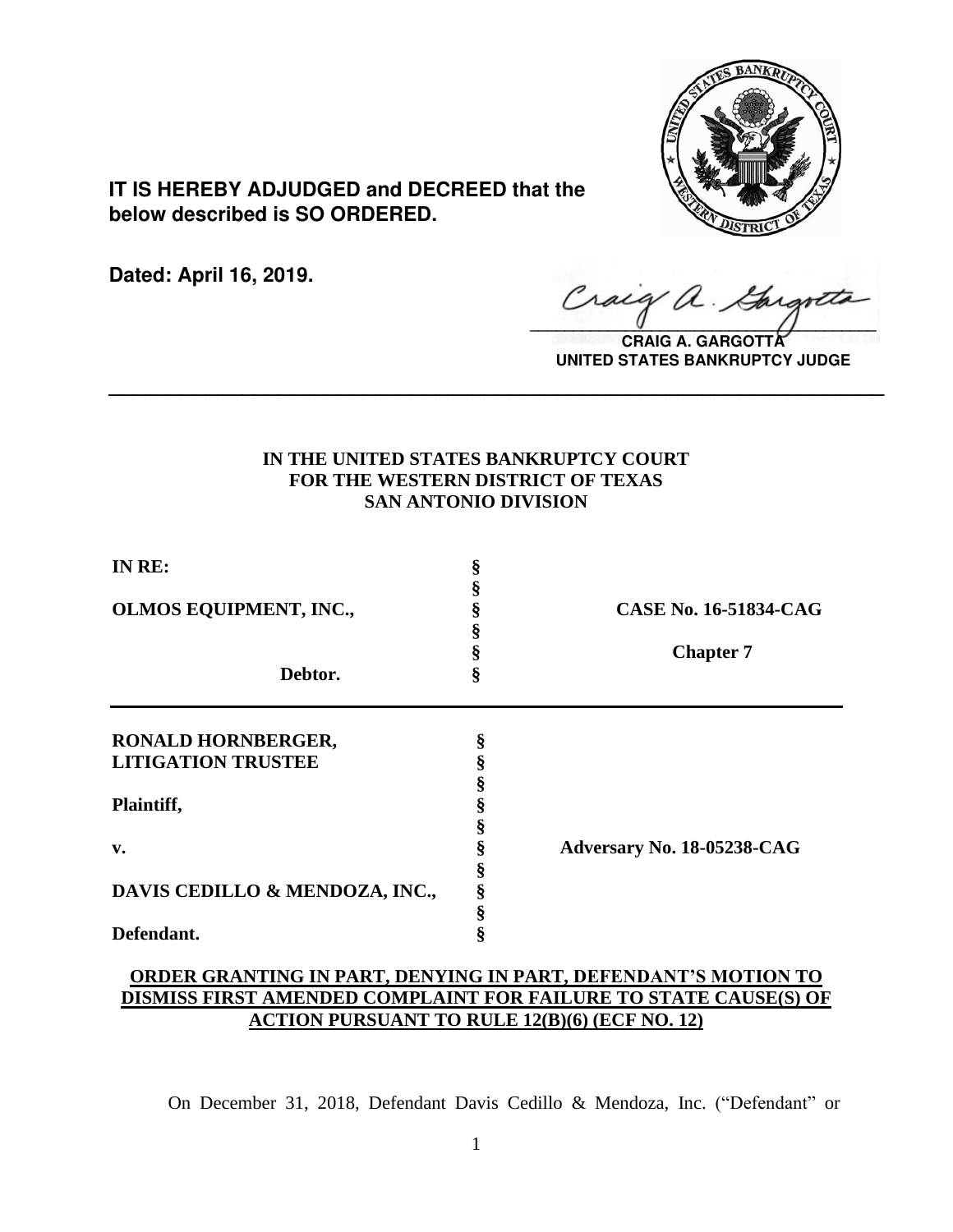**IT IS HEREBY ADJUDGED and DECREED that the below described is SO ORDERED.**

**Dated: April 16, 2019.**

**CRAIG A. GARGOTTA**
**UNITED STATES BANKRUPTCY JUDGE**

---

**IN THE UNITED STATES BANKRUPTCY COURT**
**FOR THE WESTERN DISTRICT OF TEXAS**
**SAN ANTONIO DIVISION**

| | | |
|---|---|---|
| **IN RE:** | § | |
| | § | |
| **OLMOS EQUIPMENT, INC.,** | § | **CASE No. 16-51834-CAG** |
| | § | |
| | § | **Chapter 7** |
| **Debtor.** | § | |

| | | |
|---|---|---|
| **RONALD HORNBERGER, LITIGATION TRUSTEE** | § | |
| | § | |
| **Plaintiff,** | § | |
| | § | |
| **v.** | § | **Adversary No. 18-05238-CAG** |
| | § | |
| **DAVIS CEDILLO & MENDOZA, INC.,** | § | |
| | § | |
| **Defendant.** | § | |

**ORDER GRANTING IN PART, DENYING IN PART, DEFENDANT'S MOTION TO DISMISS FIRST AMENDED COMPLAINT FOR FAILURE TO STATE CAUSE(S) OF ACTION PURSUANT TO RULE 12(B)(6) (ECF NO. 12)**

On December 31, 2018, Defendant Davis Cedillo & Mendoza, Inc. ("Defendant" or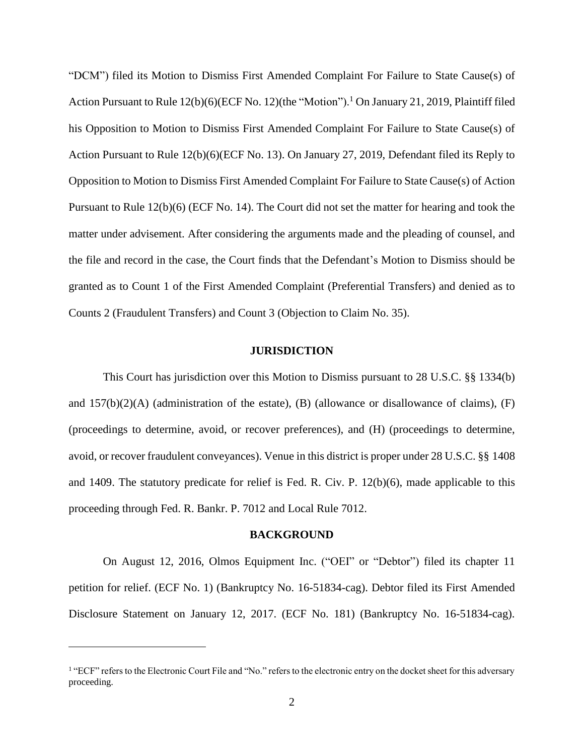"DCM") filed its Motion to Dismiss First Amended Complaint For Failure to State Cause(s) of Action Pursuant to Rule 12(b)(6)(ECF No. 12)(the "Motion").[1] On January 21, 2019, Plaintiff filed his Opposition to Motion to Dismiss First Amended Complaint For Failure to State Cause(s) of Action Pursuant to Rule 12(b)(6)(ECF No. 13). On January 27, 2019, Defendant filed its Reply to Opposition to Motion to Dismiss First Amended Complaint For Failure to State Cause(s) of Action Pursuant to Rule 12(b)(6) (ECF No. 14). The Court did not set the matter for hearing and took the matter under advisement. After considering the arguments made and the pleading of counsel, and the file and record in the case, the Court finds that the Defendant's Motion to Dismiss should be granted as to Count 1 of the First Amended Complaint (Preferential Transfers) and denied as to Counts 2 (Fraudulent Transfers) and Count 3 (Objection to Claim No. 35).

## JURISDICTION

This Court has jurisdiction over this Motion to Dismiss pursuant to 28 U.S.C. §§ 1334(b) and 157(b)(2)(A) (administration of the estate), (B) (allowance or disallowance of claims), (F) (proceedings to determine, avoid, or recover preferences), and (H) (proceedings to determine, avoid, or recover fraudulent conveyances). Venue in this district is proper under 28 U.S.C. §§ 1408 and 1409. The statutory predicate for relief is Fed. R. Civ. P. 12(b)(6), made applicable to this proceeding through Fed. R. Bankr. P. 7012 and Local Rule 7012.

## BACKGROUND

On August 12, 2016, Olmos Equipment Inc. ("OEI" or "Debtor") filed its chapter 11 petition for relief. (ECF No. 1) (Bankruptcy No. 16-51834-cag). Debtor filed its First Amended Disclosure Statement on January 12, 2017. (ECF No. 181) (Bankruptcy No. 16-51834-cag).

---

[1] "ECF" refers to the Electronic Court File and "No." refers to the electronic entry on the docket sheet for this adversary proceeding.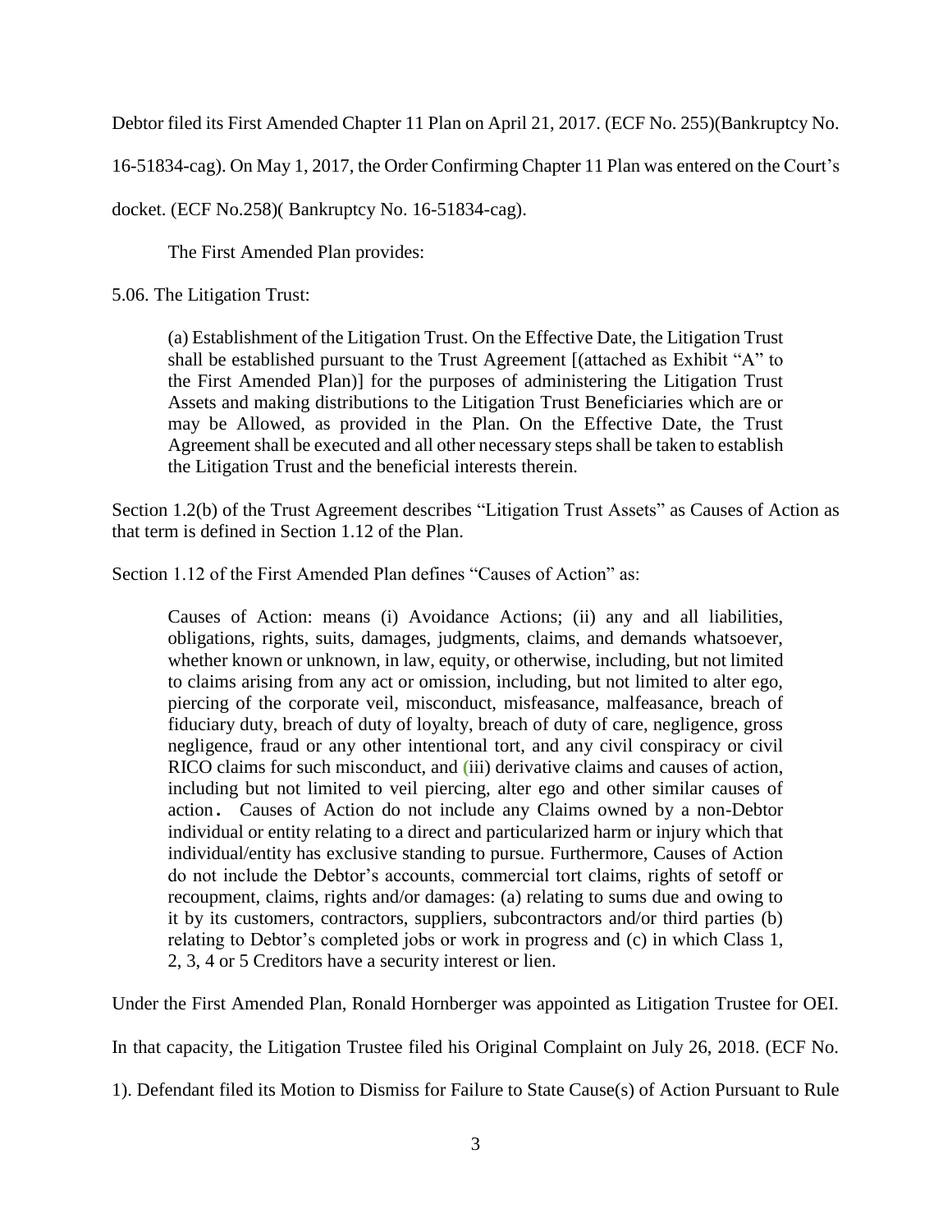Debtor filed its First Amended Chapter 11 Plan on April 21, 2017. (ECF No. 255)(Bankruptcy No. 16-51834-cag). On May 1, 2017, the Order Confirming Chapter 11 Plan was entered on the Court's docket. (ECF No.258)( Bankruptcy No. 16-51834-cag).

The First Amended Plan provides:

5.06. The Litigation Trust:

> (a) Establishment of the Litigation Trust. On the Effective Date, the Litigation Trust shall be established pursuant to the Trust Agreement [(attached as Exhibit "A" to the First Amended Plan)] for the purposes of administering the Litigation Trust Assets and making distributions to the Litigation Trust Beneficiaries which are or may be Allowed, as provided in the Plan. On the Effective Date, the Trust Agreement shall be executed and all other necessary steps shall be taken to establish the Litigation Trust and the beneficial interests therein.

Section 1.2(b) of the Trust Agreement describes "Litigation Trust Assets" as Causes of Action as that term is defined in Section 1.12 of the Plan.

Section 1.12 of the First Amended Plan defines "Causes of Action" as:

> Causes of Action: means (i) Avoidance Actions; (ii) any and all liabilities, obligations, rights, suits, damages, judgments, claims, and demands whatsoever, whether known or unknown, in law, equity, or otherwise, including, but not limited to claims arising from any act or omission, including, but not limited to alter ego, piercing of the corporate veil, misconduct, misfeasance, malfeasance, breach of fiduciary duty, breach of duty of loyalty, breach of duty of care, negligence, gross negligence, fraud or any other intentional tort, and any civil conspiracy or civil RICO claims for such misconduct, and (iii) derivative claims and causes of action, including but not limited to veil piercing, alter ego and other similar causes of action. Causes of Action do not include any Claims owned by a non-Debtor individual or entity relating to a direct and particularized harm or injury which that individual/entity has exclusive standing to pursue. Furthermore, Causes of Action do not include the Debtor's accounts, commercial tort claims, rights of setoff or recoupment, claims, rights and/or damages: (a) relating to sums due and owing to it by its customers, contractors, suppliers, subcontractors and/or third parties (b) relating to Debtor's completed jobs or work in progress and (c) in which Class 1, 2, 3, 4 or 5 Creditors have a security interest or lien.

Under the First Amended Plan, Ronald Hornberger was appointed as Litigation Trustee for OEI. In that capacity, the Litigation Trustee filed his Original Complaint on July 26, 2018. (ECF No. 1). Defendant filed its Motion to Dismiss for Failure to State Cause(s) of Action Pursuant to Rule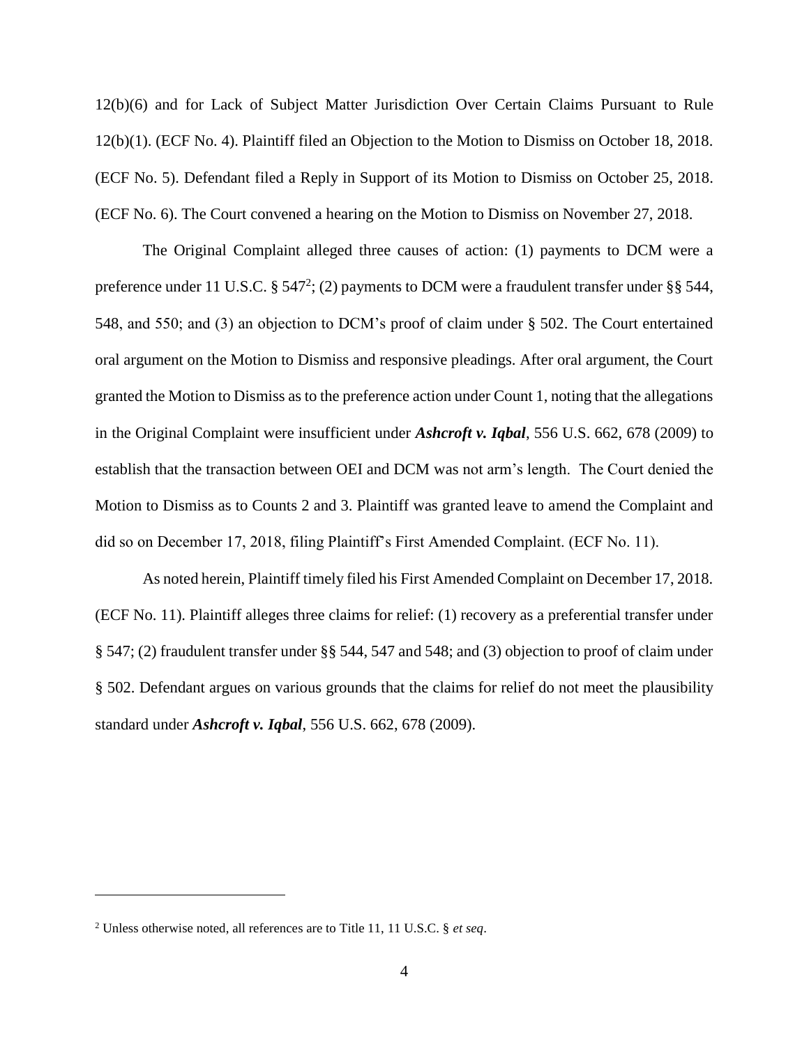12(b)(6) and for Lack of Subject Matter Jurisdiction Over Certain Claims Pursuant to Rule 12(b)(1). (ECF No. 4). Plaintiff filed an Objection to the Motion to Dismiss on October 18, 2018. (ECF No. 5). Defendant filed a Reply in Support of its Motion to Dismiss on October 25, 2018. (ECF No. 6). The Court convened a hearing on the Motion to Dismiss on November 27, 2018.

The Original Complaint alleged three causes of action: (1) payments to DCM were a preference under 11 U.S.C. § 547[2]; (2) payments to DCM were a fraudulent transfer under §§ 544, 548, and 550; and (3) an objection to DCM's proof of claim under § 502. The Court entertained oral argument on the Motion to Dismiss and responsive pleadings. After oral argument, the Court granted the Motion to Dismiss as to the preference action under Count 1, noting that the allegations in the Original Complaint were insufficient under ***Ashcroft v. Iqbal***, 556 U.S. 662, 678 (2009) to establish that the transaction between OEI and DCM was not arm's length. The Court denied the Motion to Dismiss as to Counts 2 and 3. Plaintiff was granted leave to amend the Complaint and did so on December 17, 2018, filing Plaintiff's First Amended Complaint. (ECF No. 11).

As noted herein, Plaintiff timely filed his First Amended Complaint on December 17, 2018. (ECF No. 11). Plaintiff alleges three claims for relief: (1) recovery as a preferential transfer under § 547; (2) fraudulent transfer under §§ 544, 547 and 548; and (3) objection to proof of claim under § 502. Defendant argues on various grounds that the claims for relief do not meet the plausibility standard under ***Ashcroft v. Iqbal***, 556 U.S. 662, 678 (2009).

---

[2] Unless otherwise noted, all references are to Title 11, 11 U.S.C. § *et seq*.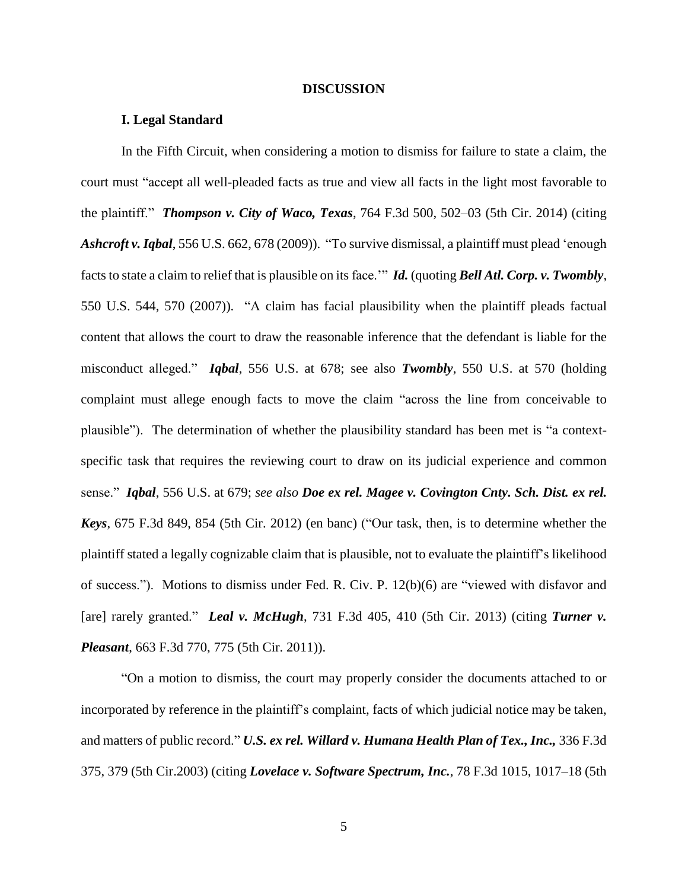## DISCUSSION

### I. Legal Standard

In the Fifth Circuit, when considering a motion to dismiss for failure to state a claim, the court must "accept all well-pleaded facts as true and view all facts in the light most favorable to the plaintiff." ***Thompson v. City of Waco, Texas***, 764 F.3d 500, 502–03 (5th Cir. 2014) (citing ***Ashcroft v. Iqbal***, 556 U.S. 662, 678 (2009)). "To survive dismissal, a plaintiff must plead 'enough facts to state a claim to relief that is plausible on its face.'" ***Id.*** (quoting ***Bell Atl. Corp. v. Twombly***, 550 U.S. 544, 570 (2007)). "A claim has facial plausibility when the plaintiff pleads factual content that allows the court to draw the reasonable inference that the defendant is liable for the misconduct alleged." ***Iqbal***, 556 U.S. at 678; see also ***Twombly***, 550 U.S. at 570 (holding complaint must allege enough facts to move the claim "across the line from conceivable to plausible"). The determination of whether the plausibility standard has been met is "a context-specific task that requires the reviewing court to draw on its judicial experience and common sense." ***Iqbal***, 556 U.S. at 679; *see also* ***Doe ex rel. Magee v. Covington Cnty. Sch. Dist. ex rel. Keys***, 675 F.3d 849, 854 (5th Cir. 2012) (en banc) ("Our task, then, is to determine whether the plaintiff stated a legally cognizable claim that is plausible, not to evaluate the plaintiff's likelihood of success."). Motions to dismiss under Fed. R. Civ. P. 12(b)(6) are "viewed with disfavor and [are] rarely granted." ***Leal v. McHugh***, 731 F.3d 405, 410 (5th Cir. 2013) (citing ***Turner v. Pleasant***, 663 F.3d 770, 775 (5th Cir. 2011)).

"On a motion to dismiss, the court may properly consider the documents attached to or incorporated by reference in the plaintiff's complaint, facts of which judicial notice may be taken, and matters of public record." ***U.S. ex rel. Willard v. Humana Health Plan of Tex., Inc.,*** 336 F.3d 375, 379 (5th Cir.2003) (citing ***Lovelace v. Software Spectrum, Inc.***, 78 F.3d 1015, 1017–18 (5th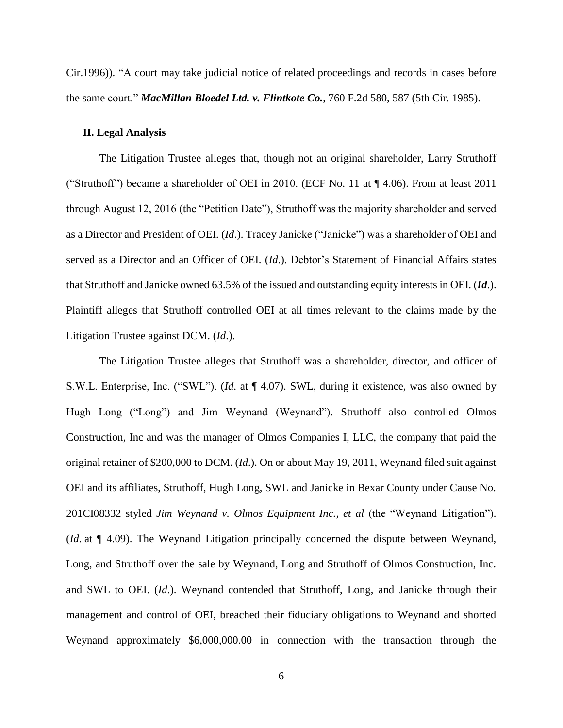Cir.1996)). "A court may take judicial notice of related proceedings and records in cases before the same court." ***MacMillan Bloedel Ltd. v. Flintkote Co.***, 760 F.2d 580, 587 (5th Cir. 1985).

## II. Legal Analysis

The Litigation Trustee alleges that, though not an original shareholder, Larry Struthoff ("Struthoff") became a shareholder of OEI in 2010. (ECF No. 11 at ¶ 4.06). From at least 2011 through August 12, 2016 (the "Petition Date"), Struthoff was the majority shareholder and served as a Director and President of OEI. (*Id*.). Tracey Janicke ("Janicke") was a shareholder of OEI and served as a Director and an Officer of OEI. (*Id*.). Debtor's Statement of Financial Affairs states that Struthoff and Janicke owned 63.5% of the issued and outstanding equity interests in OEI. (***Id***.). Plaintiff alleges that Struthoff controlled OEI at all times relevant to the claims made by the Litigation Trustee against DCM. (*Id*.).

The Litigation Trustee alleges that Struthoff was a shareholder, director, and officer of S.W.L. Enterprise, Inc. ("SWL"). (*Id*. at ¶ 4.07). SWL, during it existence, was also owned by Hugh Long ("Long") and Jim Weynand (Weynand"). Struthoff also controlled Olmos Construction, Inc and was the manager of Olmos Companies I, LLC, the company that paid the original retainer of $200,000 to DCM. (*Id*.). On or about May 19, 2011, Weynand filed suit against OEI and its affiliates, Struthoff, Hugh Long, SWL and Janicke in Bexar County under Cause No. 201CI08332 styled *Jim Weynand v. Olmos Equipment Inc., et al* (the "Weynand Litigation"). (*Id*. at ¶ 4.09). The Weynand Litigation principally concerned the dispute between Weynand, Long, and Struthoff over the sale by Weynand, Long and Struthoff of Olmos Construction, Inc. and SWL to OEI. (*Id.*). Weynand contended that Struthoff, Long, and Janicke through their management and control of OEI, breached their fiduciary obligations to Weynand and shorted Weynand approximately $6,000,000.00 in connection with the transaction through the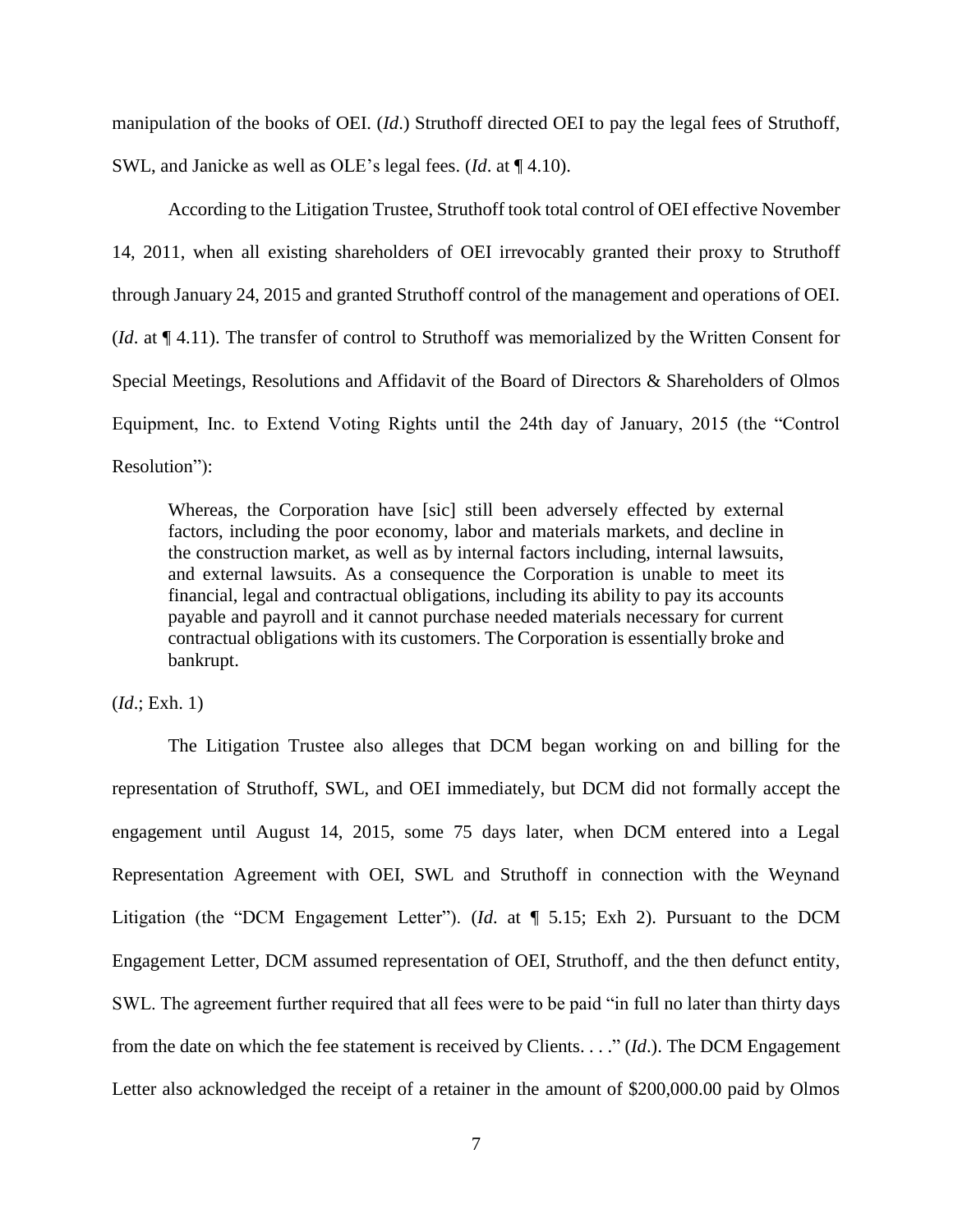manipulation of the books of OEI. (*Id*.) Struthoff directed OEI to pay the legal fees of Struthoff, SWL, and Janicke as well as OLE's legal fees. (*Id*. at ¶ 4.10).

According to the Litigation Trustee, Struthoff took total control of OEI effective November 14, 2011, when all existing shareholders of OEI irrevocably granted their proxy to Struthoff through January 24, 2015 and granted Struthoff control of the management and operations of OEI. (*Id*. at ¶ 4.11). The transfer of control to Struthoff was memorialized by the Written Consent for Special Meetings, Resolutions and Affidavit of the Board of Directors & Shareholders of Olmos Equipment, Inc. to Extend Voting Rights until the 24th day of January, 2015 (the "Control Resolution"):

> Whereas, the Corporation have [sic] still been adversely effected by external factors, including the poor economy, labor and materials markets, and decline in the construction market, as well as by internal factors including, internal lawsuits, and external lawsuits. As a consequence the Corporation is unable to meet its financial, legal and contractual obligations, including its ability to pay its accounts payable and payroll and it cannot purchase needed materials necessary for current contractual obligations with its customers. The Corporation is essentially broke and bankrupt.

(*Id*.; Exh. 1)

The Litigation Trustee also alleges that DCM began working on and billing for the representation of Struthoff, SWL, and OEI immediately, but DCM did not formally accept the engagement until August 14, 2015, some 75 days later, when DCM entered into a Legal Representation Agreement with OEI, SWL and Struthoff in connection with the Weynand Litigation (the "DCM Engagement Letter"). (*Id*. at ¶ 5.15; Exh 2). Pursuant to the DCM Engagement Letter, DCM assumed representation of OEI, Struthoff, and the then defunct entity, SWL. The agreement further required that all fees were to be paid "in full no later than thirty days from the date on which the fee statement is received by Clients. . . ." (*Id*.). The DCM Engagement Letter also acknowledged the receipt of a retainer in the amount of $200,000.00 paid by Olmos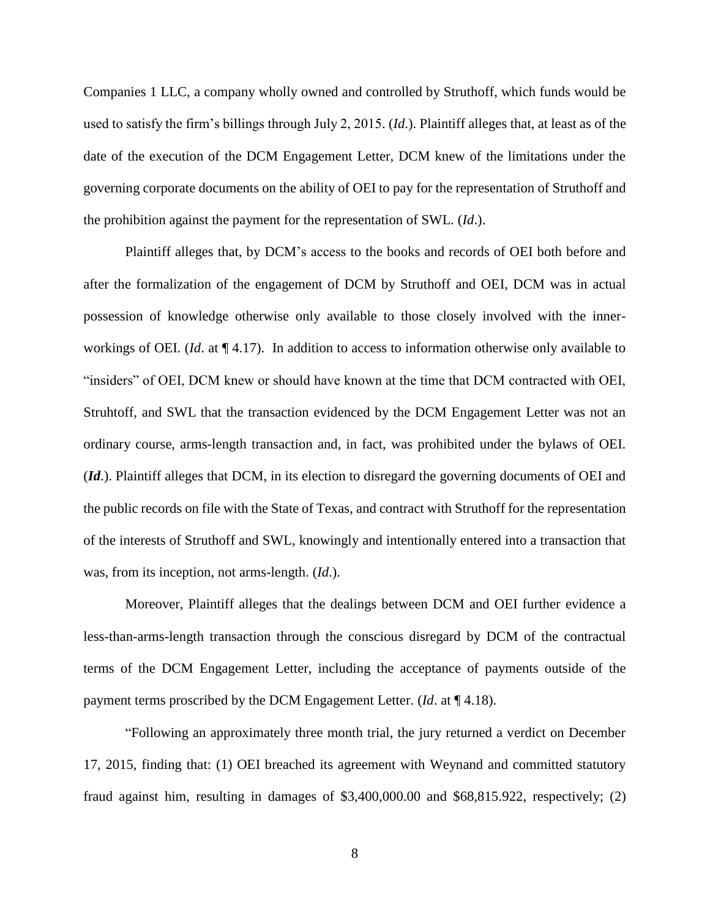Companies 1 LLC, a company wholly owned and controlled by Struthoff, which funds would be used to satisfy the firm's billings through July 2, 2015. (*Id*.). Plaintiff alleges that, at least as of the date of the execution of the DCM Engagement Letter, DCM knew of the limitations under the governing corporate documents on the ability of OEI to pay for the representation of Struthoff and the prohibition against the payment for the representation of SWL. (*Id*.).

Plaintiff alleges that, by DCM's access to the books and records of OEI both before and after the formalization of the engagement of DCM by Struthoff and OEI, DCM was in actual possession of knowledge otherwise only available to those closely involved with the inner-workings of OEI. (*Id*. at ¶ 4.17). In addition to access to information otherwise only available to "insiders" of OEI, DCM knew or should have known at the time that DCM contracted with OEI, Struhtoff, and SWL that the transaction evidenced by the DCM Engagement Letter was not an ordinary course, arms-length transaction and, in fact, was prohibited under the bylaws of OEI. (***Id***.). Plaintiff alleges that DCM, in its election to disregard the governing documents of OEI and the public records on file with the State of Texas, and contract with Struthoff for the representation of the interests of Struthoff and SWL, knowingly and intentionally entered into a transaction that was, from its inception, not arms-length. (*Id*.).

Moreover, Plaintiff alleges that the dealings between DCM and OEI further evidence a less-than-arms-length transaction through the conscious disregard by DCM of the contractual terms of the DCM Engagement Letter, including the acceptance of payments outside of the payment terms proscribed by the DCM Engagement Letter. (*Id*. at ¶ 4.18).

"Following an approximately three month trial, the jury returned a verdict on December 17, 2015, finding that: (1) OEI breached its agreement with Weynand and committed statutory fraud against him, resulting in damages of $3,400,000.00 and $68,815.922, respectively; (2)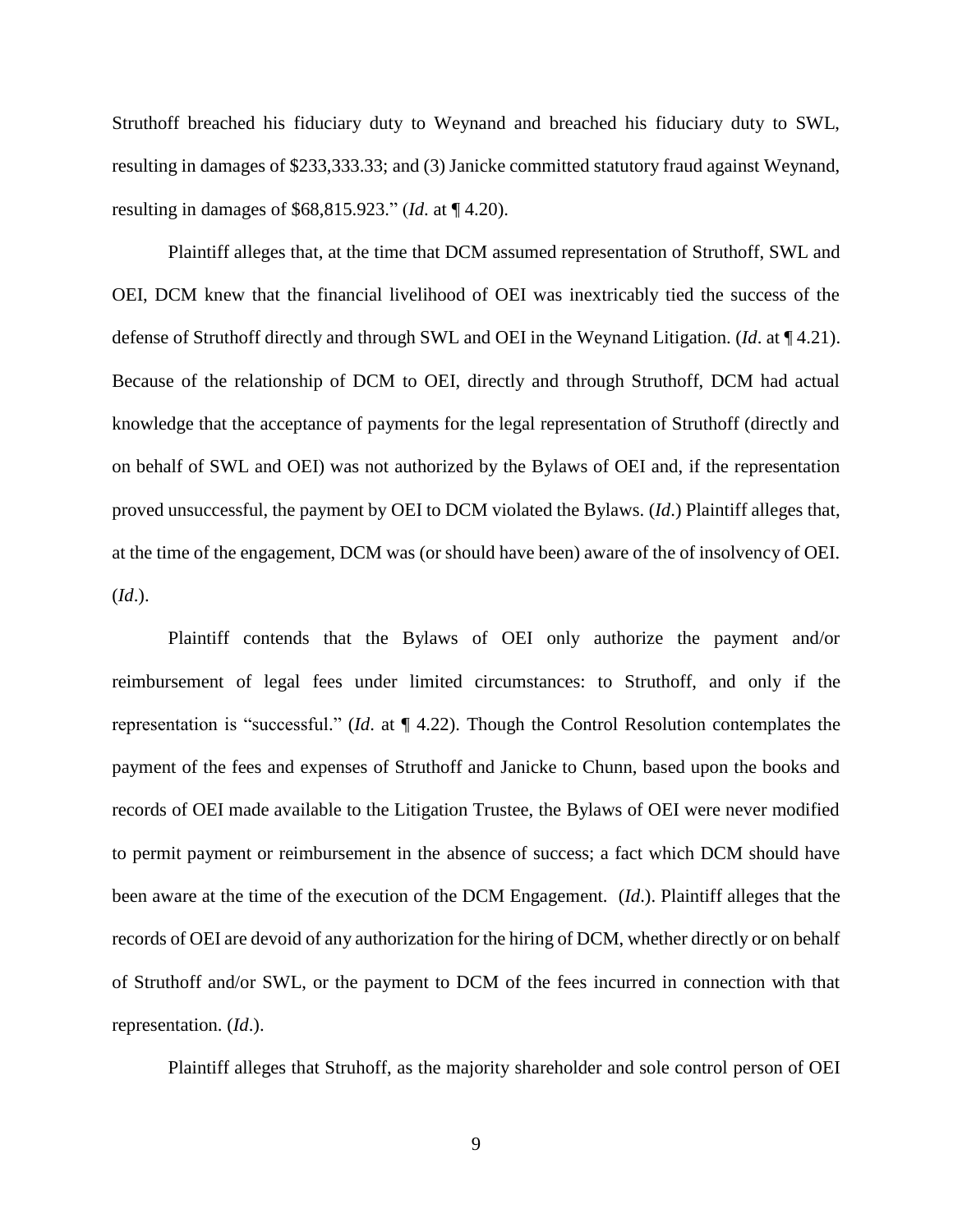Struthoff breached his fiduciary duty to Weynand and breached his fiduciary duty to SWL, resulting in damages of $233,333.33; and (3) Janicke committed statutory fraud against Weynand, resulting in damages of $68,815.923." (*Id*. at ¶ 4.20).

Plaintiff alleges that, at the time that DCM assumed representation of Struthoff, SWL and OEI, DCM knew that the financial livelihood of OEI was inextricably tied the success of the defense of Struthoff directly and through SWL and OEI in the Weynand Litigation. (*Id*. at ¶ 4.21). Because of the relationship of DCM to OEI, directly and through Struthoff, DCM had actual knowledge that the acceptance of payments for the legal representation of Struthoff (directly and on behalf of SWL and OEI) was not authorized by the Bylaws of OEI and, if the representation proved unsuccessful, the payment by OEI to DCM violated the Bylaws. (*Id*.) Plaintiff alleges that, at the time of the engagement, DCM was (or should have been) aware of the of insolvency of OEI. (*Id*.).

Plaintiff contends that the Bylaws of OEI only authorize the payment and/or reimbursement of legal fees under limited circumstances: to Struthoff, and only if the representation is "successful." (*Id*. at ¶ 4.22). Though the Control Resolution contemplates the payment of the fees and expenses of Struthoff and Janicke to Chunn, based upon the books and records of OEI made available to the Litigation Trustee, the Bylaws of OEI were never modified to permit payment or reimbursement in the absence of success; a fact which DCM should have been aware at the time of the execution of the DCM Engagement. (*Id*.). Plaintiff alleges that the records of OEI are devoid of any authorization for the hiring of DCM, whether directly or on behalf of Struthoff and/or SWL, or the payment to DCM of the fees incurred in connection with that representation. (*Id*.).

Plaintiff alleges that Struhoff, as the majority shareholder and sole control person of OEI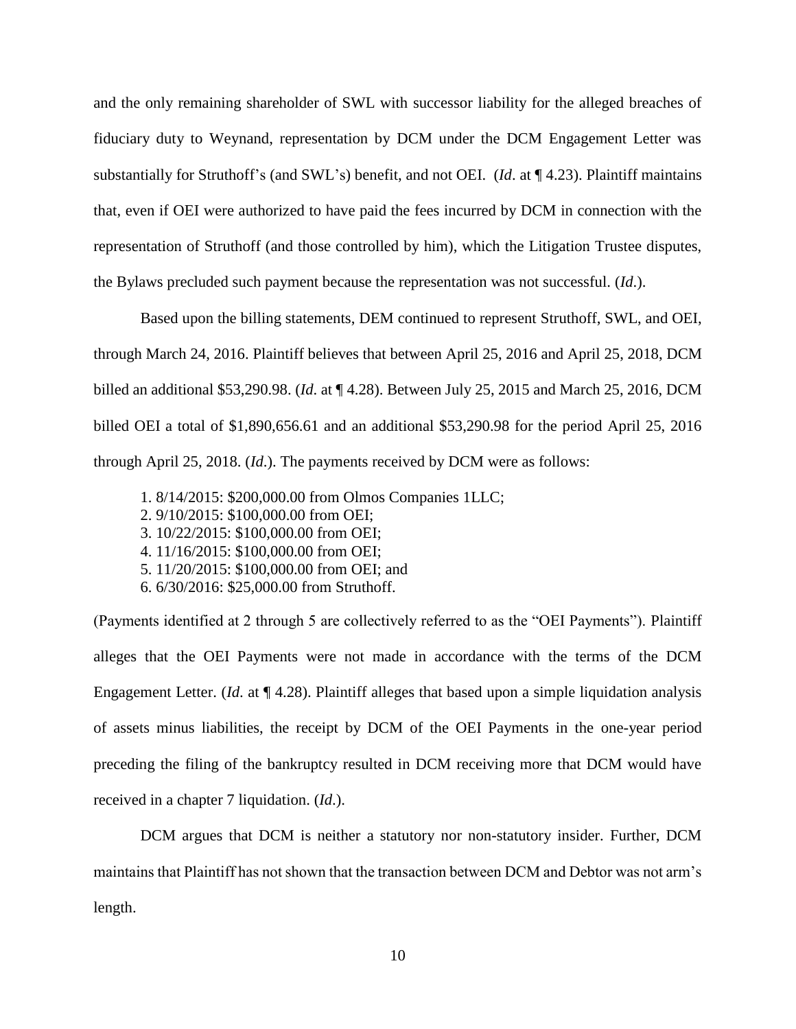and the only remaining shareholder of SWL with successor liability for the alleged breaches of fiduciary duty to Weynand, representation by DCM under the DCM Engagement Letter was substantially for Struthoff's (and SWL's) benefit, and not OEI. (*Id*. at ¶ 4.23). Plaintiff maintains that, even if OEI were authorized to have paid the fees incurred by DCM in connection with the representation of Struthoff (and those controlled by him), which the Litigation Trustee disputes, the Bylaws precluded such payment because the representation was not successful. (*Id*.).

Based upon the billing statements, DEM continued to represent Struthoff, SWL, and OEI, through March 24, 2016. Plaintiff believes that between April 25, 2016 and April 25, 2018, DCM billed an additional $53,290.98. (*Id*. at ¶ 4.28). Between July 25, 2015 and March 25, 2016, DCM billed OEI a total of $1,890,656.61 and an additional $53,290.98 for the period April 25, 2016 through April 25, 2018. (*Id*.). The payments received by DCM were as follows:

1. 8/14/2015: $200,000.00 from Olmos Companies 1LLC;
2. 9/10/2015: $100,000.00 from OEI;
3. 10/22/2015: $100,000.00 from OEI;
4. 11/16/2015: $100,000.00 from OEI;
5. 11/20/2015: $100,000.00 from OEI; and
6. 6/30/2016: $25,000.00 from Struthoff.

(Payments identified at 2 through 5 are collectively referred to as the "OEI Payments"). Plaintiff alleges that the OEI Payments were not made in accordance with the terms of the DCM Engagement Letter. (*Id*. at ¶ 4.28). Plaintiff alleges that based upon a simple liquidation analysis of assets minus liabilities, the receipt by DCM of the OEI Payments in the one-year period preceding the filing of the bankruptcy resulted in DCM receiving more that DCM would have received in a chapter 7 liquidation. (*Id*.).

DCM argues that DCM is neither a statutory nor non-statutory insider. Further, DCM maintains that Plaintiff has not shown that the transaction between DCM and Debtor was not arm's length.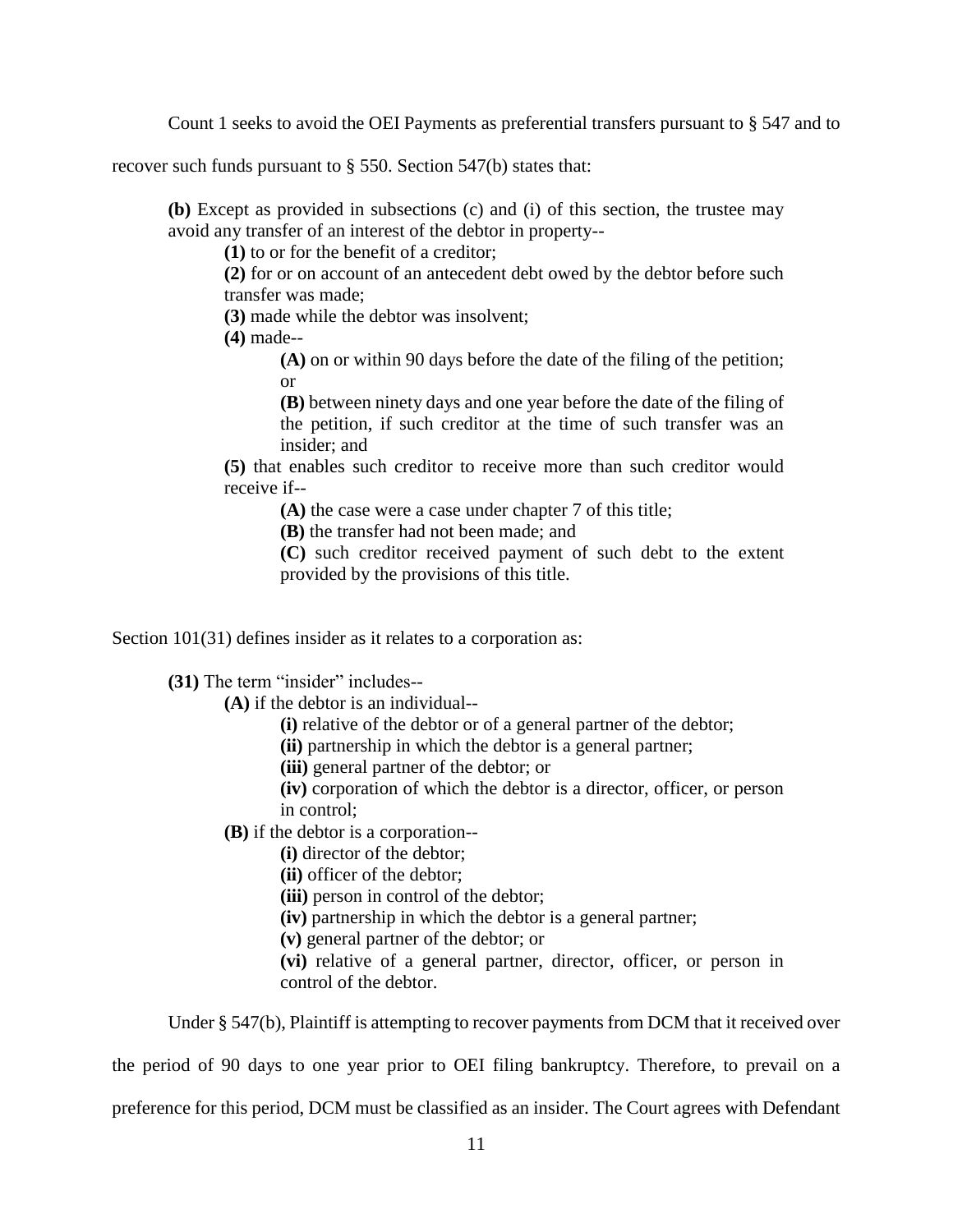Count 1 seeks to avoid the OEI Payments as preferential transfers pursuant to § 547 and to recover such funds pursuant to § 550. Section 547(b) states that:

> **(b)** Except as provided in subsections (c) and (i) of this section, the trustee may avoid any transfer of an interest of the debtor in property--
>
> **(1)** to or for the benefit of a creditor;
>
> **(2)** for or on account of an antecedent debt owed by the debtor before such transfer was made;
>
> **(3)** made while the debtor was insolvent;
>
> **(4)** made--
>
> **(A)** on or within 90 days before the date of the filing of the petition; or
>
> **(B)** between ninety days and one year before the date of the filing of the petition, if such creditor at the time of such transfer was an insider; and
>
> **(5)** that enables such creditor to receive more than such creditor would receive if--
>
> **(A)** the case were a case under chapter 7 of this title;
>
> **(B)** the transfer had not been made; and
>
> **(C)** such creditor received payment of such debt to the extent provided by the provisions of this title.

Section 101(31) defines insider as it relates to a corporation as:

> **(31)** The term "insider" includes--
>
> **(A)** if the debtor is an individual--
>
> **(i)** relative of the debtor or of a general partner of the debtor;
>
> **(ii)** partnership in which the debtor is a general partner;
>
> **(iii)** general partner of the debtor; or
>
> **(iv)** corporation of which the debtor is a director, officer, or person in control;
>
> **(B)** if the debtor is a corporation--
>
> **(i)** director of the debtor;
>
> **(ii)** officer of the debtor;
>
> **(iii)** person in control of the debtor;
>
> **(iv)** partnership in which the debtor is a general partner;
>
> **(v)** general partner of the debtor; or
>
> **(vi)** relative of a general partner, director, officer, or person in control of the debtor.

Under § 547(b), Plaintiff is attempting to recover payments from DCM that it received over the period of 90 days to one year prior to OEI filing bankruptcy. Therefore, to prevail on a preference for this period, DCM must be classified as an insider. The Court agrees with Defendant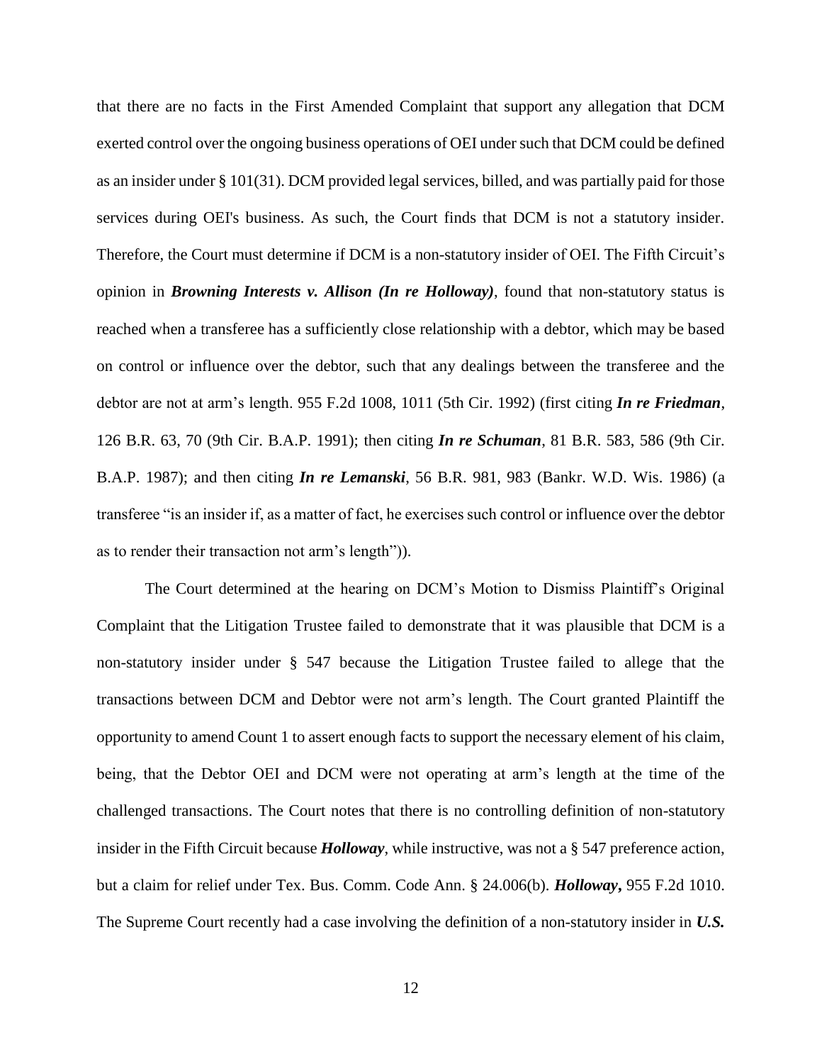that there are no facts in the First Amended Complaint that support any allegation that DCM exerted control over the ongoing business operations of OEI under such that DCM could be defined as an insider under § 101(31). DCM provided legal services, billed, and was partially paid for those services during OEI's business. As such, the Court finds that DCM is not a statutory insider. Therefore, the Court must determine if DCM is a non-statutory insider of OEI. The Fifth Circuit's opinion in ***Browning Interests v. Allison (In re Holloway)***, found that non-statutory status is reached when a transferee has a sufficiently close relationship with a debtor, which may be based on control or influence over the debtor, such that any dealings between the transferee and the debtor are not at arm's length. 955 F.2d 1008, 1011 (5th Cir. 1992) (first citing ***In re Friedman***, 126 B.R. 63, 70 (9th Cir. B.A.P. 1991); then citing ***In re Schuman***, 81 B.R. 583, 586 (9th Cir. B.A.P. 1987); and then citing ***In re Lemanski***, 56 B.R. 981, 983 (Bankr. W.D. Wis. 1986) (a transferee "is an insider if, as a matter of fact, he exercises such control or influence over the debtor as to render their transaction not arm's length")).

The Court determined at the hearing on DCM's Motion to Dismiss Plaintiff's Original Complaint that the Litigation Trustee failed to demonstrate that it was plausible that DCM is a non-statutory insider under § 547 because the Litigation Trustee failed to allege that the transactions between DCM and Debtor were not arm's length. The Court granted Plaintiff the opportunity to amend Count 1 to assert enough facts to support the necessary element of his claim, being, that the Debtor OEI and DCM were not operating at arm's length at the time of the challenged transactions. The Court notes that there is no controlling definition of non-statutory insider in the Fifth Circuit because ***Holloway***, while instructive, was not a § 547 preference action, but a claim for relief under Tex. Bus. Comm. Code Ann. § 24.006(b). ***Holloway*,** 955 F.2d 1010. The Supreme Court recently had a case involving the definition of a non-statutory insider in ***U.S.***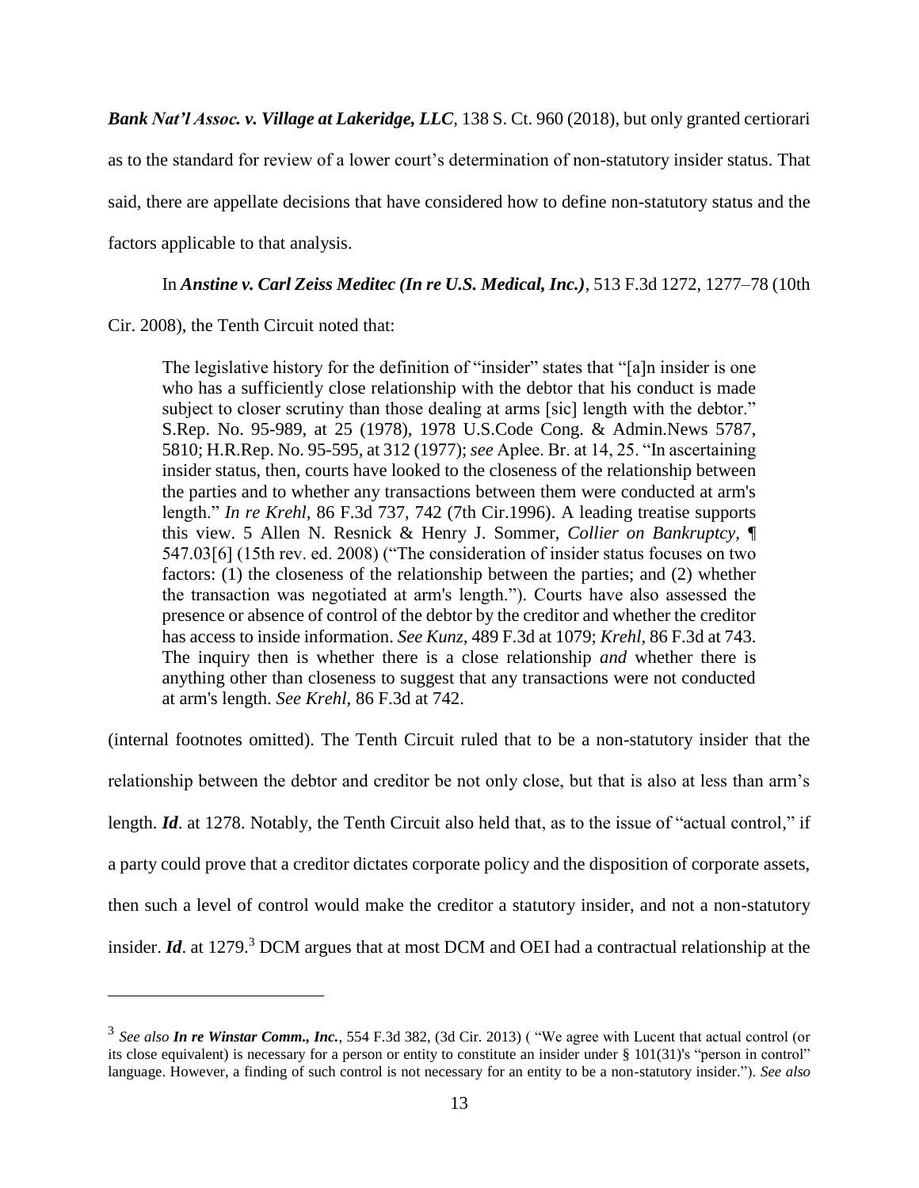***Bank Nat'l Assoc. v. Village at Lakeridge, LLC***, 138 S. Ct. 960 (2018), but only granted certiorari as to the standard for review of a lower court's determination of non-statutory insider status. That said, there are appellate decisions that have considered how to define non-statutory status and the factors applicable to that analysis.

In ***Anstine v. Carl Zeiss Meditec (In re U.S. Medical, Inc.)***, 513 F.3d 1272, 1277–78 (10th Cir. 2008), the Tenth Circuit noted that:

> The legislative history for the definition of "insider" states that "[a]n insider is one who has a sufficiently close relationship with the debtor that his conduct is made subject to closer scrutiny than those dealing at arms [sic] length with the debtor." S.Rep. No. 95-989, at 25 (1978), 1978 U.S.Code Cong. & Admin.News 5787, 5810; H.R.Rep. No. 95-595, at 312 (1977); *see* Aplee. Br. at 14, 25. "In ascertaining insider status, then, courts have looked to the closeness of the relationship between the parties and to whether any transactions between them were conducted at arm's length." *In re Krehl,* 86 F.3d 737, 742 (7th Cir.1996). A leading treatise supports this view. 5 Allen N. Resnick & Henry J. Sommer, *Collier on Bankruptcy,* ¶ 547.03[6] (15th rev. ed. 2008) ("The consideration of insider status focuses on two factors: (1) the closeness of the relationship between the parties; and (2) whether the transaction was negotiated at arm's length."). Courts have also assessed the presence or absence of control of the debtor by the creditor and whether the creditor has access to inside information. *See Kunz,* 489 F.3d at 1079; *Krehl,* 86 F.3d at 743. The inquiry then is whether there is a close relationship *and* whether there is anything other than closeness to suggest that any transactions were not conducted at arm's length. *See Krehl,* 86 F.3d at 742.

(internal footnotes omitted). The Tenth Circuit ruled that to be a non-statutory insider that the relationship between the debtor and creditor be not only close, but that is also at less than arm's length. ***Id***. at 1278. Notably, the Tenth Circuit also held that, as to the issue of "actual control," if a party could prove that a creditor dictates corporate policy and the disposition of corporate assets, then such a level of control would make the creditor a statutory insider, and not a non-statutory insider. ***Id***. at 1279.[3] DCM argues that at most DCM and OEI had a contractual relationship at the

---

[3] *See also* ***In re Winstar Comm., Inc.***, 554 F.3d 382, (3d Cir. 2013) ( "We agree with Lucent that actual control (or its close equivalent) is necessary for a person or entity to constitute an insider under § 101(31)'s "person in control" language. However, a finding of such control is not necessary for an entity to be a non-statutory insider."). *See also*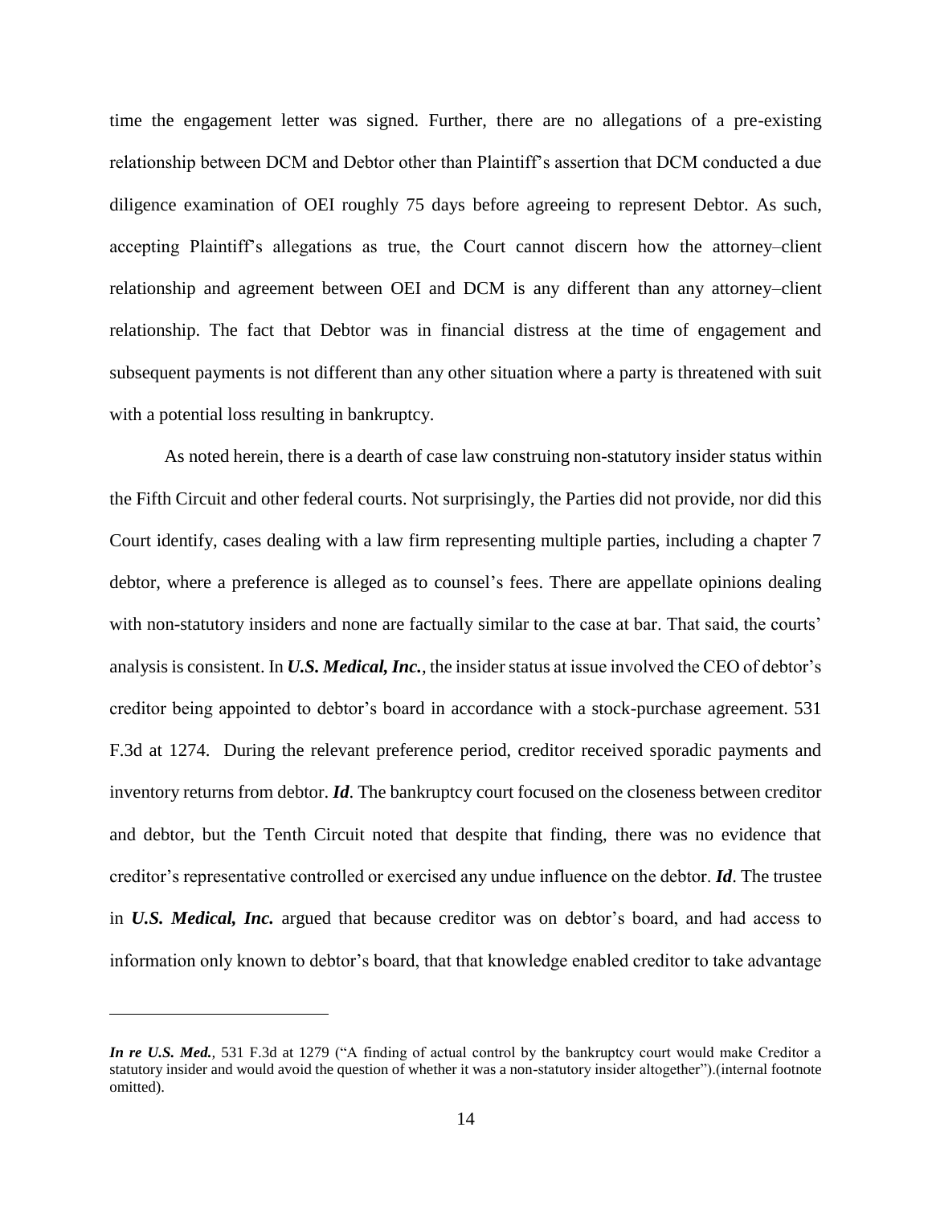time the engagement letter was signed. Further, there are no allegations of a pre-existing relationship between DCM and Debtor other than Plaintiff's assertion that DCM conducted a due diligence examination of OEI roughly 75 days before agreeing to represent Debtor. As such, accepting Plaintiff's allegations as true, the Court cannot discern how the attorney–client relationship and agreement between OEI and DCM is any different than any attorney–client relationship. The fact that Debtor was in financial distress at the time of engagement and subsequent payments is not different than any other situation where a party is threatened with suit with a potential loss resulting in bankruptcy.

As noted herein, there is a dearth of case law construing non-statutory insider status within the Fifth Circuit and other federal courts. Not surprisingly, the Parties did not provide, nor did this Court identify, cases dealing with a law firm representing multiple parties, including a chapter 7 debtor, where a preference is alleged as to counsel's fees. There are appellate opinions dealing with non-statutory insiders and none are factually similar to the case at bar. That said, the courts' analysis is consistent. In ***U.S. Medical, Inc.***, the insider status at issue involved the CEO of debtor's creditor being appointed to debtor's board in accordance with a stock-purchase agreement. 531 F.3d at 1274. During the relevant preference period, creditor received sporadic payments and inventory returns from debtor. ***Id***. The bankruptcy court focused on the closeness between creditor and debtor, but the Tenth Circuit noted that despite that finding, there was no evidence that creditor's representative controlled or exercised any undue influence on the debtor. ***Id***. The trustee in ***U.S. Medical, Inc.*** argued that because creditor was on debtor's board, and had access to information only known to debtor's board, that that knowledge enabled creditor to take advantage

---

***In re U.S. Med.***, 531 F.3d at 1279 ("A finding of actual control by the bankruptcy court would make Creditor a statutory insider and would avoid the question of whether it was a non-statutory insider altogether").(internal footnote omitted).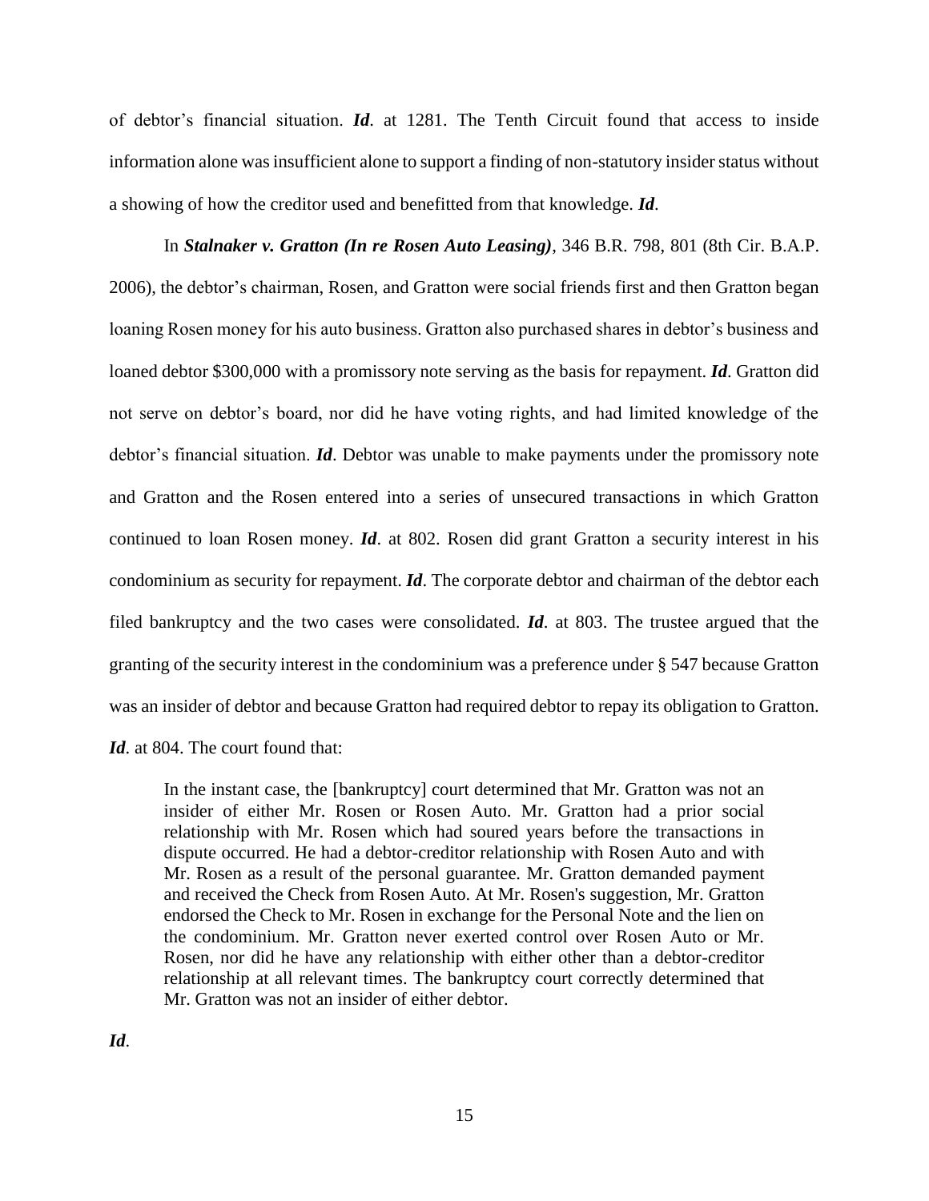of debtor's financial situation. ***Id***. at 1281. The Tenth Circuit found that access to inside information alone was insufficient alone to support a finding of non-statutory insider status without a showing of how the creditor used and benefitted from that knowledge. ***Id***.

In ***Stalnaker v. Gratton (In re Rosen Auto Leasing)***, 346 B.R. 798, 801 (8th Cir. B.A.P. 2006), the debtor's chairman, Rosen, and Gratton were social friends first and then Gratton began loaning Rosen money for his auto business. Gratton also purchased shares in debtor's business and loaned debtor $300,000 with a promissory note serving as the basis for repayment. ***Id***. Gratton did not serve on debtor's board, nor did he have voting rights, and had limited knowledge of the debtor's financial situation. ***Id***. Debtor was unable to make payments under the promissory note and Gratton and the Rosen entered into a series of unsecured transactions in which Gratton continued to loan Rosen money. ***Id***. at 802. Rosen did grant Gratton a security interest in his condominium as security for repayment. ***Id***. The corporate debtor and chairman of the debtor each filed bankruptcy and the two cases were consolidated. ***Id***. at 803. The trustee argued that the granting of the security interest in the condominium was a preference under § 547 because Gratton was an insider of debtor and because Gratton had required debtor to repay its obligation to Gratton. ***Id***. at 804. The court found that:

> In the instant case, the [bankruptcy] court determined that Mr. Gratton was not an insider of either Mr. Rosen or Rosen Auto. Mr. Gratton had a prior social relationship with Mr. Rosen which had soured years before the transactions in dispute occurred. He had a debtor-creditor relationship with Rosen Auto and with Mr. Rosen as a result of the personal guarantee. Mr. Gratton demanded payment and received the Check from Rosen Auto. At Mr. Rosen's suggestion, Mr. Gratton endorsed the Check to Mr. Rosen in exchange for the Personal Note and the lien on the condominium. Mr. Gratton never exerted control over Rosen Auto or Mr. Rosen, nor did he have any relationship with either other than a debtor-creditor relationship at all relevant times. The bankruptcy court correctly determined that Mr. Gratton was not an insider of either debtor.

***Id***.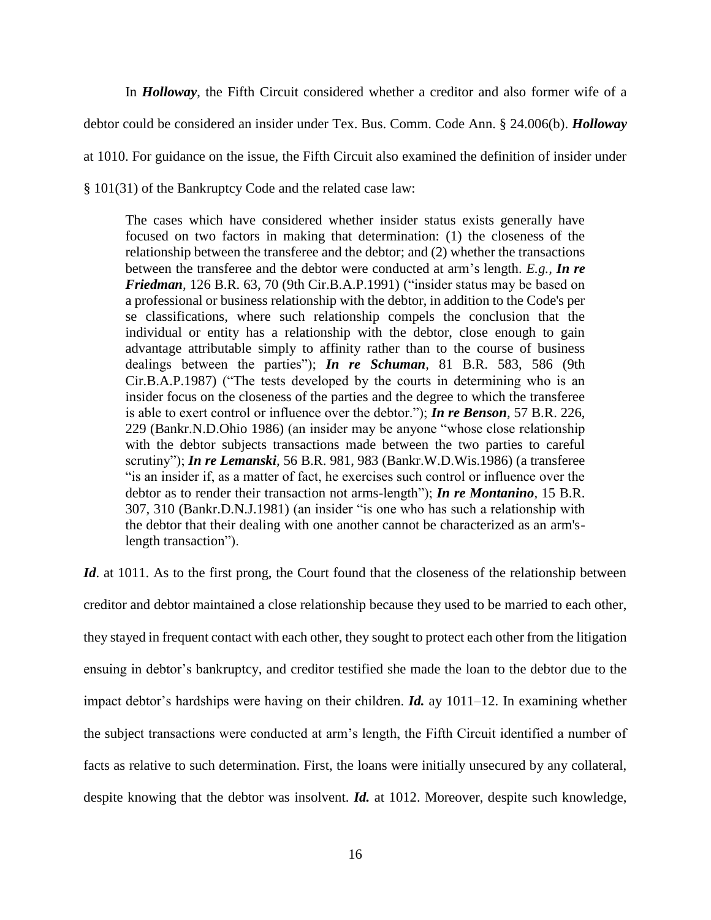In ***Holloway***, the Fifth Circuit considered whether a creditor and also former wife of a debtor could be considered an insider under Tex. Bus. Comm. Code Ann. § 24.006(b). ***Holloway*** at 1010. For guidance on the issue, the Fifth Circuit also examined the definition of insider under § 101(31) of the Bankruptcy Code and the related case law:

> The cases which have considered whether insider status exists generally have focused on two factors in making that determination: (1) the closeness of the relationship between the transferee and the debtor; and (2) whether the transactions between the transferee and the debtor were conducted at arm's length. *E.g.*, ***In re Friedman***, 126 B.R. 63, 70 (9th Cir.B.A.P.1991) ("insider status may be based on a professional or business relationship with the debtor, in addition to the Code's per se classifications, where such relationship compels the conclusion that the individual or entity has a relationship with the debtor, close enough to gain advantage attributable simply to affinity rather than to the course of business dealings between the parties"); ***In re Schuman***, 81 B.R. 583, 586 (9th Cir.B.A.P.1987) ("The tests developed by the courts in determining who is an insider focus on the closeness of the parties and the degree to which the transferee is able to exert control or influence over the debtor."); ***In re Benson***, 57 B.R. 226, 229 (Bankr.N.D.Ohio 1986) (an insider may be anyone "whose close relationship with the debtor subjects transactions made between the two parties to careful scrutiny"); ***In re Lemanski***, 56 B.R. 981, 983 (Bankr.W.D.Wis.1986) (a transferee "is an insider if, as a matter of fact, he exercises such control or influence over the debtor as to render their transaction not arms-length"); ***In re Montanino***, 15 B.R. 307, 310 (Bankr.D.N.J.1981) (an insider "is one who has such a relationship with the debtor that their dealing with one another cannot be characterized as an arm's-length transaction").

***Id***. at 1011. As to the first prong, the Court found that the closeness of the relationship between creditor and debtor maintained a close relationship because they used to be married to each other, they stayed in frequent contact with each other, they sought to protect each other from the litigation ensuing in debtor's bankruptcy, and creditor testified she made the loan to the debtor due to the impact debtor's hardships were having on their children. ***Id.*** ay 1011–12. In examining whether the subject transactions were conducted at arm's length, the Fifth Circuit identified a number of facts as relative to such determination. First, the loans were initially unsecured by any collateral, despite knowing that the debtor was insolvent. ***Id.*** at 1012. Moreover, despite such knowledge,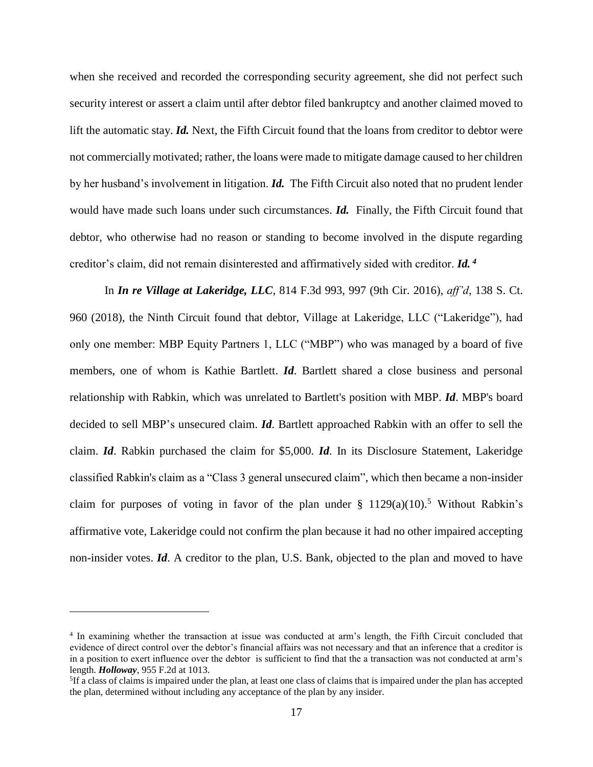when she received and recorded the corresponding security agreement, she did not perfect such security interest or assert a claim until after debtor filed bankruptcy and another claimed moved to lift the automatic stay. ***Id.*** Next, the Fifth Circuit found that the loans from creditor to debtor were not commercially motivated; rather, the loans were made to mitigate damage caused to her children by her husband's involvement in litigation. ***Id.*** The Fifth Circuit also noted that no prudent lender would have made such loans under such circumstances. ***Id.*** Finally, the Fifth Circuit found that debtor, who otherwise had no reason or standing to become involved in the dispute regarding creditor's claim, did not remain disinterested and affirmatively sided with creditor. ***Id.*** [4]

In ***In re Village at Lakeridge, LLC***, 814 F.3d 993, 997 (9th Cir. 2016), *aff'd*, 138 S. Ct. 960 (2018), the Ninth Circuit found that debtor, Village at Lakeridge, LLC ("Lakeridge"), had only one member: MBP Equity Partners 1, LLC ("MBP") who was managed by a board of five members, one of whom is Kathie Bartlett. ***Id***. Bartlett shared a close business and personal relationship with Rabkin, which was unrelated to Bartlett's position with MBP. ***Id***. MBP's board decided to sell MBP's unsecured claim. ***Id***. Bartlett approached Rabkin with an offer to sell the claim. ***Id***. Rabkin purchased the claim for $5,000. ***Id***. In its Disclosure Statement, Lakeridge classified Rabkin's claim as a "Class 3 general unsecured claim", which then became a non-insider claim for purposes of voting in favor of the plan under § 1129(a)(10).[5] Without Rabkin's affirmative vote, Lakeridge could not confirm the plan because it had no other impaired accepting non-insider votes. ***Id***. A creditor to the plan, U.S. Bank, objected to the plan and moved to have

---

[4] In examining whether the transaction at issue was conducted at arm's length, the Fifth Circuit concluded that evidence of direct control over the debtor's financial affairs was not necessary and that an inference that a creditor is in a position to exert influence over the debtor is sufficient to find that the a transaction was not conducted at arm's length. ***Holloway***, 955 F.2d at 1013.

[5] If a class of claims is impaired under the plan, at least one class of claims that is impaired under the plan has accepted the plan, determined without including any acceptance of the plan by any insider.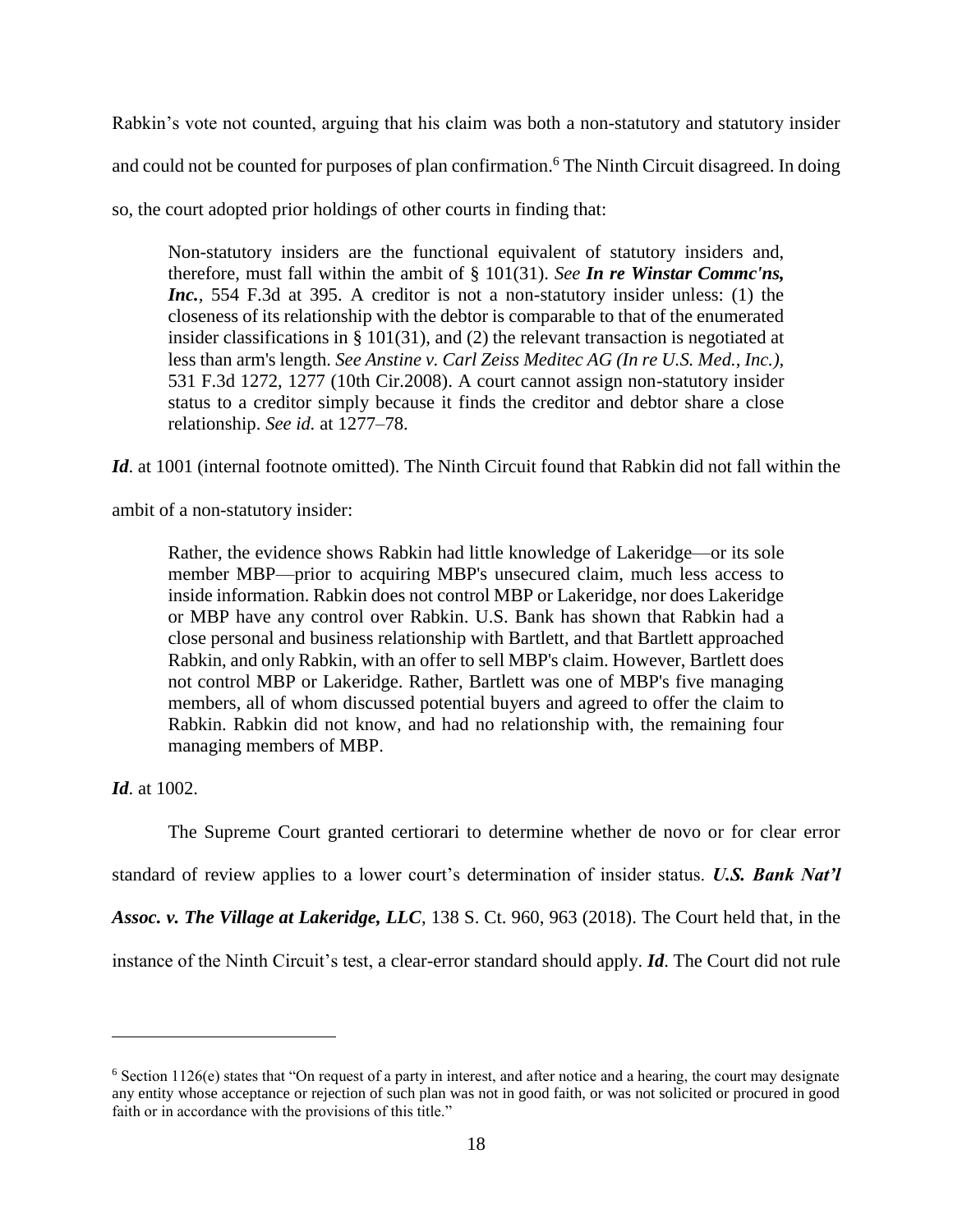Rabkin's vote not counted, arguing that his claim was both a non-statutory and statutory insider and could not be counted for purposes of plan confirmation.[6] The Ninth Circuit disagreed. In doing so, the court adopted prior holdings of other courts in finding that:

> Non-statutory insiders are the functional equivalent of statutory insiders and, therefore, must fall within the ambit of § 101(31). *See* ***In re Winstar Commc'ns, Inc.***, 554 F.3d at 395. A creditor is not a non-statutory insider unless: (1) the closeness of its relationship with the debtor is comparable to that of the enumerated insider classifications in § 101(31), and (2) the relevant transaction is negotiated at less than arm's length. *See Anstine v. Carl Zeiss Meditec AG (In re U.S. Med., Inc.),* 531 F.3d 1272, 1277 (10th Cir.2008). A court cannot assign non-statutory insider status to a creditor simply because it finds the creditor and debtor share a close relationship. *See id.* at 1277–78.

***Id***. at 1001 (internal footnote omitted). The Ninth Circuit found that Rabkin did not fall within the ambit of a non-statutory insider:

> Rather, the evidence shows Rabkin had little knowledge of Lakeridge—or its sole member MBP—prior to acquiring MBP's unsecured claim, much less access to inside information. Rabkin does not control MBP or Lakeridge, nor does Lakeridge or MBP have any control over Rabkin. U.S. Bank has shown that Rabkin had a close personal and business relationship with Bartlett, and that Bartlett approached Rabkin, and only Rabkin, with an offer to sell MBP's claim. However, Bartlett does not control MBP or Lakeridge. Rather, Bartlett was one of MBP's five managing members, all of whom discussed potential buyers and agreed to offer the claim to Rabkin. Rabkin did not know, and had no relationship with, the remaining four managing members of MBP.

***Id***. at 1002.

The Supreme Court granted certiorari to determine whether de novo or for clear error standard of review applies to a lower court's determination of insider status. ***U.S. Bank Nat'l Assoc. v. The Village at Lakeridge, LLC***, 138 S. Ct. 960, 963 (2018). The Court held that, in the instance of the Ninth Circuit's test, a clear-error standard should apply. ***Id***. The Court did not rule

---

[6] Section 1126(e) states that "On request of a party in interest, and after notice and a hearing, the court may designate any entity whose acceptance or rejection of such plan was not in good faith, or was not solicited or procured in good faith or in accordance with the provisions of this title."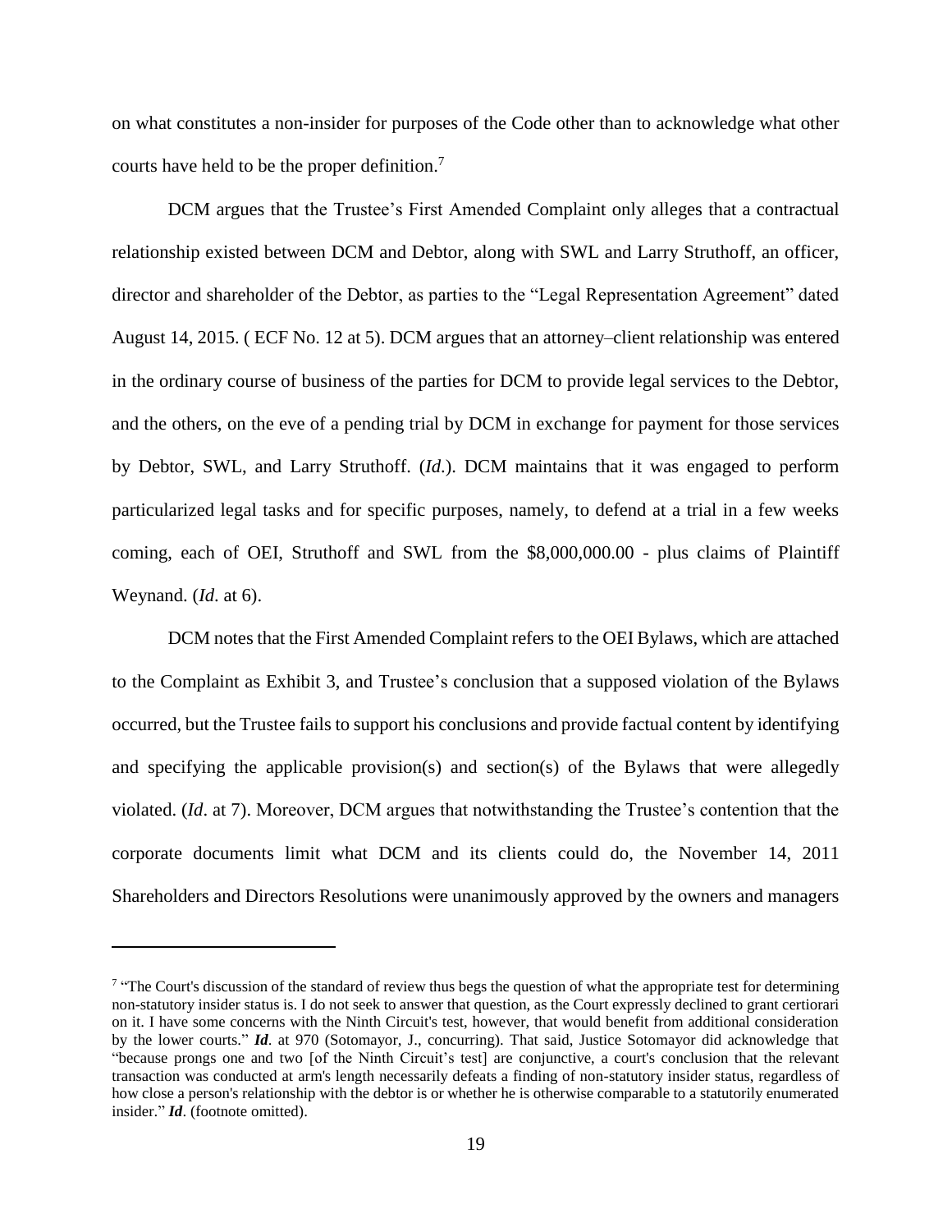on what constitutes a non-insider for purposes of the Code other than to acknowledge what other courts have held to be the proper definition.[7]

DCM argues that the Trustee's First Amended Complaint only alleges that a contractual relationship existed between DCM and Debtor, along with SWL and Larry Struthoff, an officer, director and shareholder of the Debtor, as parties to the "Legal Representation Agreement" dated August 14, 2015. ( ECF No. 12 at 5). DCM argues that an attorney–client relationship was entered in the ordinary course of business of the parties for DCM to provide legal services to the Debtor, and the others, on the eve of a pending trial by DCM in exchange for payment for those services by Debtor, SWL, and Larry Struthoff. (*Id*.). DCM maintains that it was engaged to perform particularized legal tasks and for specific purposes, namely, to defend at a trial in a few weeks coming, each of OEI, Struthoff and SWL from the $8,000,000.00 - plus claims of Plaintiff Weynand. (*Id*. at 6).

DCM notes that the First Amended Complaint refers to the OEI Bylaws, which are attached to the Complaint as Exhibit 3, and Trustee's conclusion that a supposed violation of the Bylaws occurred, but the Trustee fails to support his conclusions and provide factual content by identifying and specifying the applicable provision(s) and section(s) of the Bylaws that were allegedly violated. (*Id*. at 7). Moreover, DCM argues that notwithstanding the Trustee's contention that the corporate documents limit what DCM and its clients could do, the November 14, 2011 Shareholders and Directors Resolutions were unanimously approved by the owners and managers

---

[7] "The Court's discussion of the standard of review thus begs the question of what the appropriate test for determining non-statutory insider status is. I do not seek to answer that question, as the Court expressly declined to grant certiorari on it. I have some concerns with the Ninth Circuit's test, however, that would benefit from additional consideration by the lower courts." ***Id***. at 970 (Sotomayor, J., concurring). That said, Justice Sotomayor did acknowledge that "because prongs one and two [of the Ninth Circuit's test] are conjunctive, a court's conclusion that the relevant transaction was conducted at arm's length necessarily defeats a finding of non-statutory insider status, regardless of how close a person's relationship with the debtor is or whether he is otherwise comparable to a statutorily enumerated insider." ***Id***. (footnote omitted).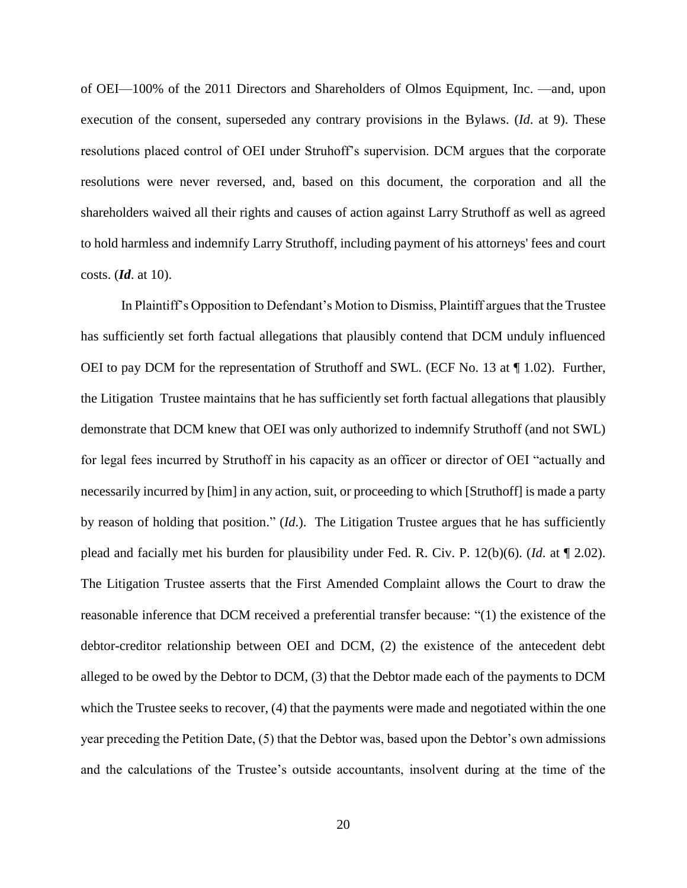of OEI—100% of the 2011 Directors and Shareholders of Olmos Equipment, Inc. —and, upon execution of the consent, superseded any contrary provisions in the Bylaws. (*Id*. at 9). These resolutions placed control of OEI under Struhoff's supervision. DCM argues that the corporate resolutions were never reversed, and, based on this document, the corporation and all the shareholders waived all their rights and causes of action against Larry Struthoff as well as agreed to hold harmless and indemnify Larry Struthoff, including payment of his attorneys' fees and court costs. (***Id***. at 10).

In Plaintiff's Opposition to Defendant's Motion to Dismiss, Plaintiff argues that the Trustee has sufficiently set forth factual allegations that plausibly contend that DCM unduly influenced OEI to pay DCM for the representation of Struthoff and SWL. (ECF No. 13 at ¶ 1.02). Further, the Litigation Trustee maintains that he has sufficiently set forth factual allegations that plausibly demonstrate that DCM knew that OEI was only authorized to indemnify Struthoff (and not SWL) for legal fees incurred by Struthoff in his capacity as an officer or director of OEI "actually and necessarily incurred by [him] in any action, suit, or proceeding to which [Struthoff] is made a party by reason of holding that position." (*Id*.). The Litigation Trustee argues that he has sufficiently plead and facially met his burden for plausibility under Fed. R. Civ. P. 12(b)(6). (*Id*. at ¶ 2.02). The Litigation Trustee asserts that the First Amended Complaint allows the Court to draw the reasonable inference that DCM received a preferential transfer because: "(1) the existence of the debtor-creditor relationship between OEI and DCM, (2) the existence of the antecedent debt alleged to be owed by the Debtor to DCM, (3) that the Debtor made each of the payments to DCM which the Trustee seeks to recover, (4) that the payments were made and negotiated within the one year preceding the Petition Date, (5) that the Debtor was, based upon the Debtor's own admissions and the calculations of the Trustee's outside accountants, insolvent during at the time of the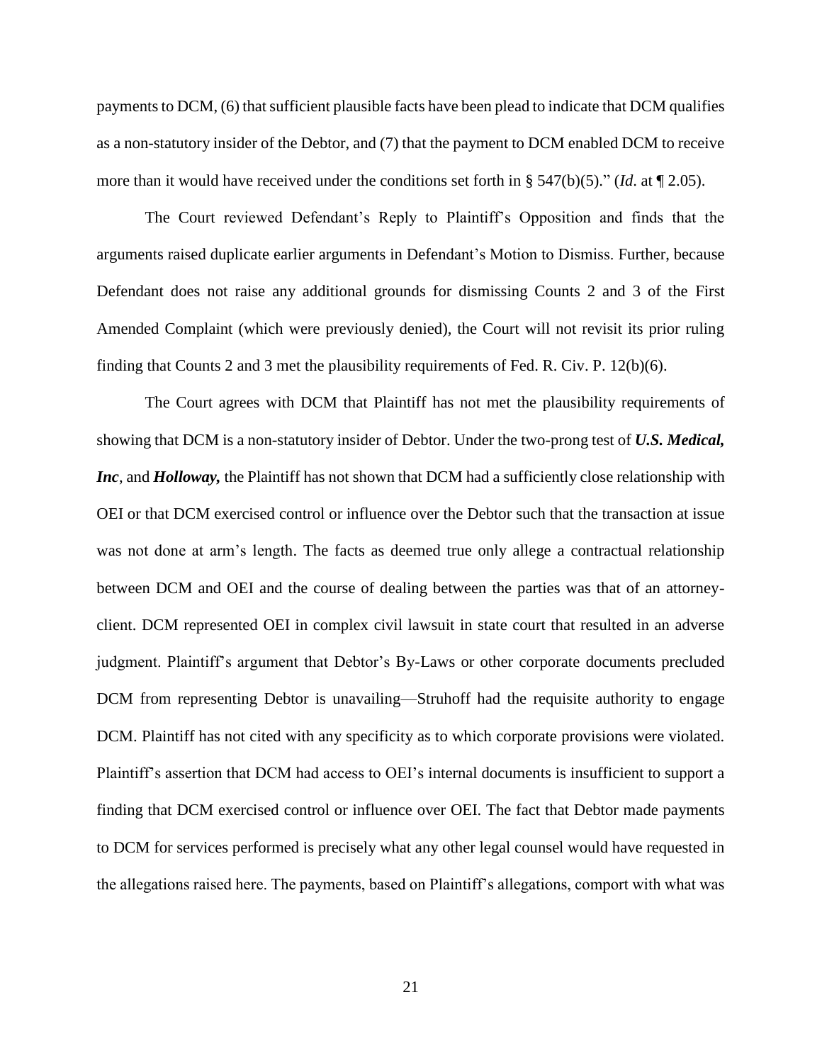payments to DCM, (6) that sufficient plausible facts have been plead to indicate that DCM qualifies as a non-statutory insider of the Debtor, and (7) that the payment to DCM enabled DCM to receive more than it would have received under the conditions set forth in § 547(b)(5)." (*Id*. at ¶ 2.05).

The Court reviewed Defendant's Reply to Plaintiff's Opposition and finds that the arguments raised duplicate earlier arguments in Defendant's Motion to Dismiss. Further, because Defendant does not raise any additional grounds for dismissing Counts 2 and 3 of the First Amended Complaint (which were previously denied), the Court will not revisit its prior ruling finding that Counts 2 and 3 met the plausibility requirements of Fed. R. Civ. P. 12(b)(6).

The Court agrees with DCM that Plaintiff has not met the plausibility requirements of showing that DCM is a non-statutory insider of Debtor. Under the two-prong test of ***U.S. Medical, Inc***, and ***Holloway,*** the Plaintiff has not shown that DCM had a sufficiently close relationship with OEI or that DCM exercised control or influence over the Debtor such that the transaction at issue was not done at arm's length. The facts as deemed true only allege a contractual relationship between DCM and OEI and the course of dealing between the parties was that of an attorney-client. DCM represented OEI in complex civil lawsuit in state court that resulted in an adverse judgment. Plaintiff's argument that Debtor's By-Laws or other corporate documents precluded DCM from representing Debtor is unavailing—Struhoff had the requisite authority to engage DCM. Plaintiff has not cited with any specificity as to which corporate provisions were violated. Plaintiff's assertion that DCM had access to OEI's internal documents is insufficient to support a finding that DCM exercised control or influence over OEI. The fact that Debtor made payments to DCM for services performed is precisely what any other legal counsel would have requested in the allegations raised here. The payments, based on Plaintiff's allegations, comport with what was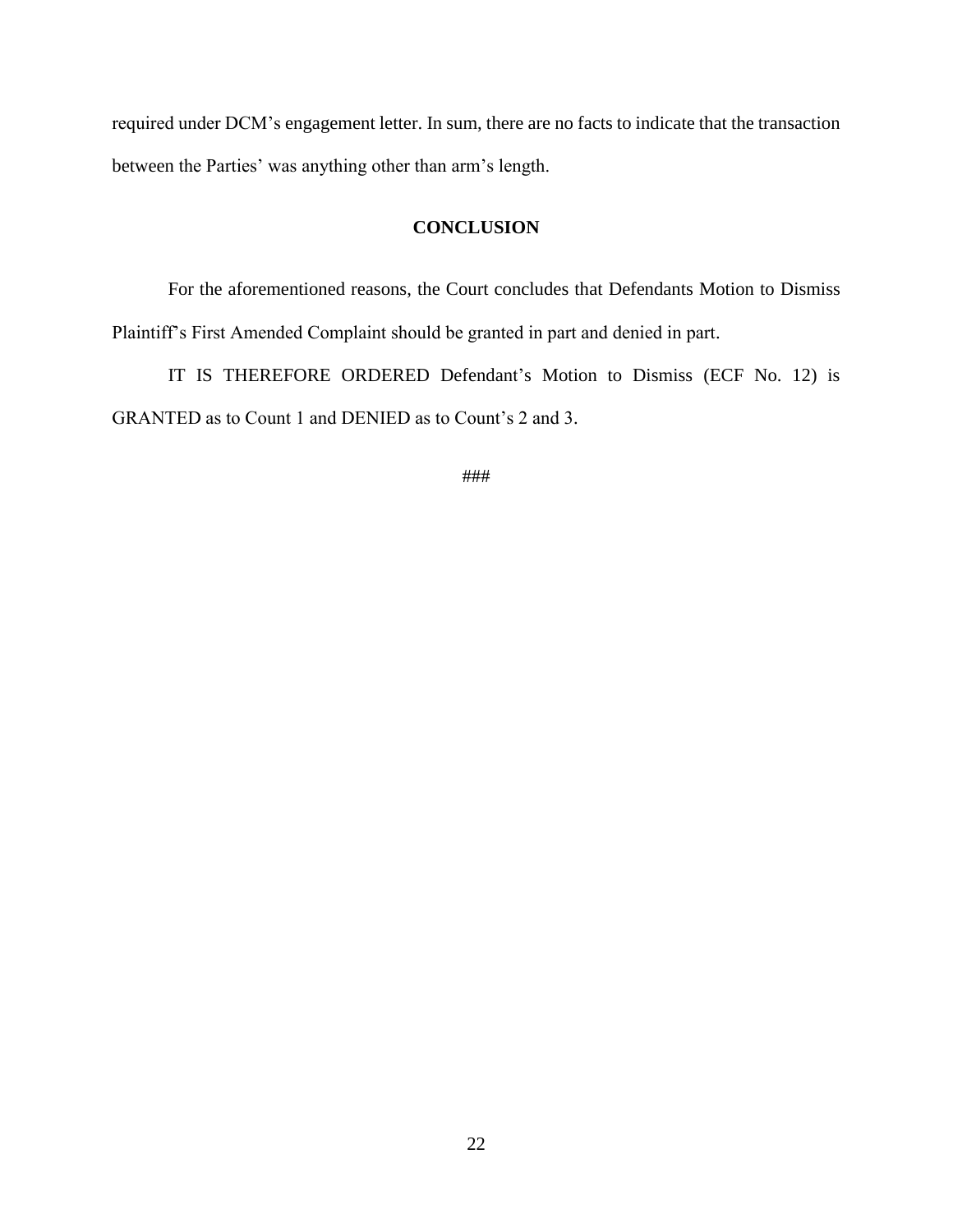required under DCM's engagement letter. In sum, there are no facts to indicate that the transaction between the Parties' was anything other than arm's length.

## CONCLUSION

For the aforementioned reasons, the Court concludes that Defendants Motion to Dismiss Plaintiff's First Amended Complaint should be granted in part and denied in part.

IT IS THEREFORE ORDERED Defendant's Motion to Dismiss (ECF No. 12) is GRANTED as to Count 1 and DENIED as to Count's 2 and 3.

###